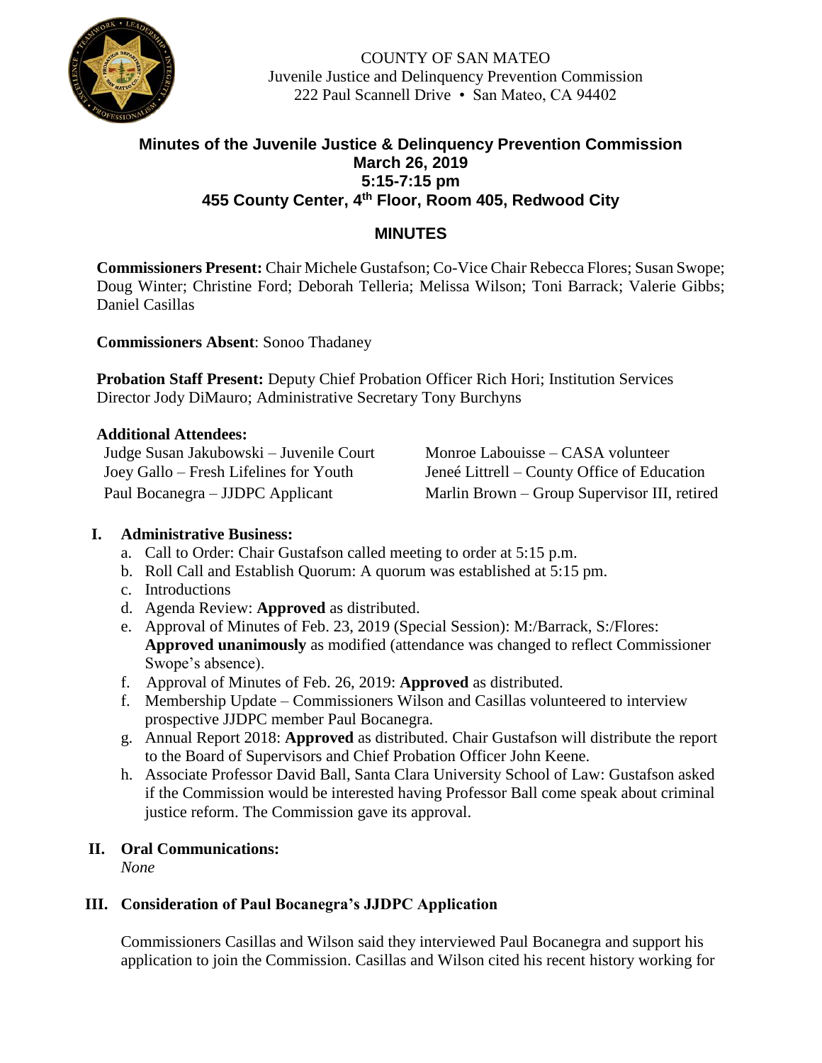COUNTY OF SAN MATEO
Juvenile Justice and Delinquency Prevention Commission
222 Paul Scannell Drive • San Mateo, CA 94402

# Minutes of the Juvenile Justice & Delinquency Prevention Commission
## March 26, 2019
## 5:15-7:15 pm
## 455 County Center, 4th Floor, Room 405, Redwood City

## MINUTES

**Commissioners Present:** Chair Michele Gustafson; Co-Vice Chair Rebecca Flores; Susan Swope; Doug Winter; Christine Ford; Deborah Telleria; Melissa Wilson; Toni Barrack; Valerie Gibbs; Daniel Casillas

**Commissioners Absent**: Sonoo Thadaney

**Probation Staff Present:** Deputy Chief Probation Officer Rich Hori; Institution Services Director Jody DiMauro; Administrative Secretary Tony Burchyns

**Additional Attendees:**

Judge Susan Jakubowski – Juvenile Court
Joey Gallo – Fresh Lifelines for Youth
Paul Bocanegra – JJDPC Applicant
Monroe Labouisse – CASA volunteer
Jeneé Littrell – County Office of Education
Marlin Brown – Group Supervisor III, retired

**I. Administrative Business:**

a. Call to Order: Chair Gustafson called meeting to order at 5:15 p.m.
b. Roll Call and Establish Quorum: A quorum was established at 5:15 pm.
c. Introductions
d. Agenda Review: **Approved** as distributed.
e. Approval of Minutes of Feb. 23, 2019 (Special Session): M:/Barrack, S:/Flores: **Approved unanimously** as modified (attendance was changed to reflect Commissioner Swope's absence).
f. Approval of Minutes of Feb. 26, 2019: **Approved** as distributed.
f. Membership Update – Commissioners Wilson and Casillas volunteered to interview prospective JJDPC member Paul Bocanegra.
g. Annual Report 2018: **Approved** as distributed. Chair Gustafson will distribute the report to the Board of Supervisors and Chief Probation Officer John Keene.
h. Associate Professor David Ball, Santa Clara University School of Law: Gustafson asked if the Commission would be interested having Professor Ball come speak about criminal justice reform. The Commission gave its approval.

**II. Oral Communications:**

*None*

**III. Consideration of Paul Bocanegra's JJDPC Application**

Commissioners Casillas and Wilson said they interviewed Paul Bocanegra and support his application to join the Commission. Casillas and Wilson cited his recent history working for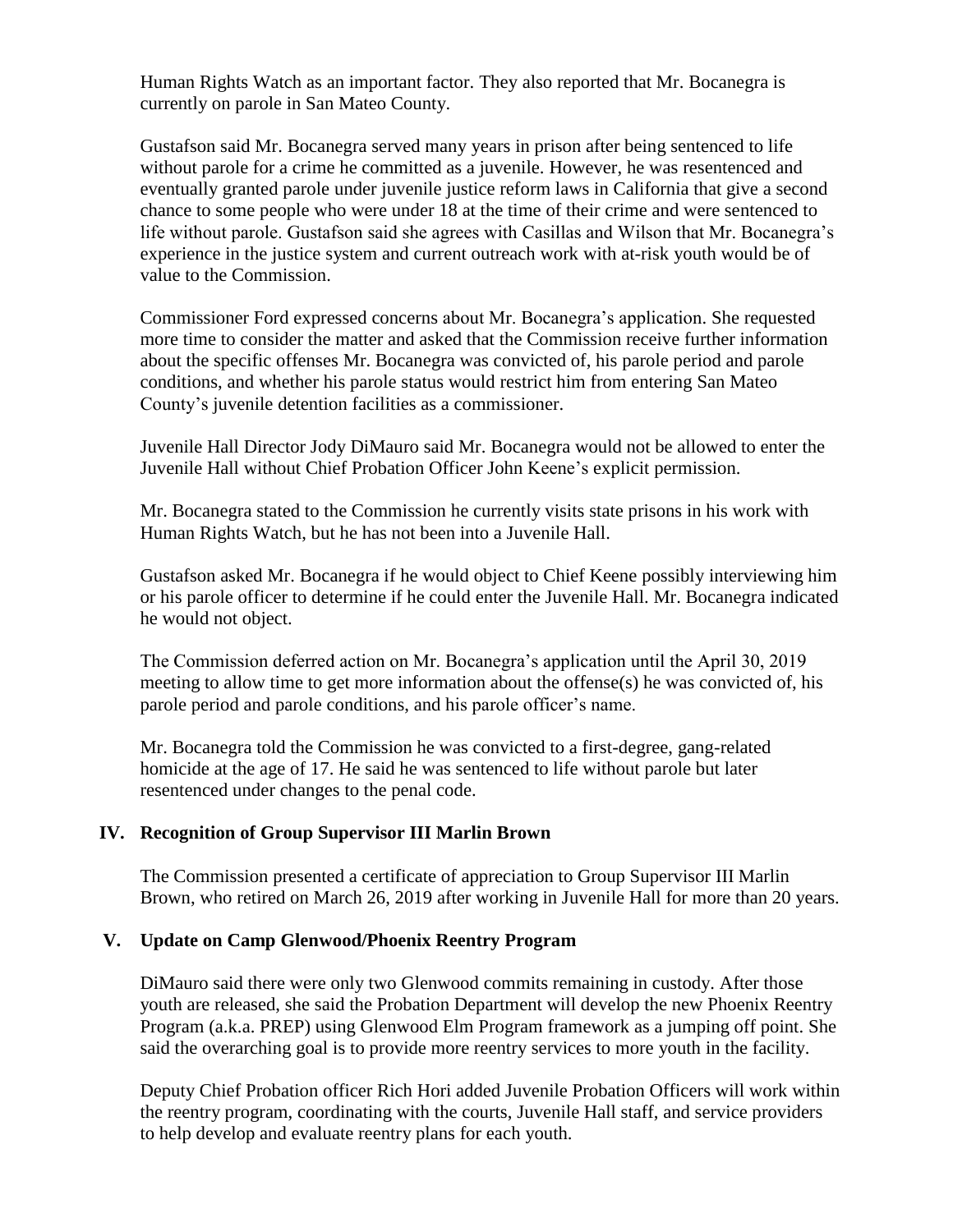Human Rights Watch as an important factor. They also reported that Mr. Bocanegra is currently on parole in San Mateo County.

Gustafson said Mr. Bocanegra served many years in prison after being sentenced to life without parole for a crime he committed as a juvenile. However, he was resentenced and eventually granted parole under juvenile justice reform laws in California that give a second chance to some people who were under 18 at the time of their crime and were sentenced to life without parole. Gustafson said she agrees with Casillas and Wilson that Mr. Bocanegra's experience in the justice system and current outreach work with at-risk youth would be of value to the Commission.

Commissioner Ford expressed concerns about Mr. Bocanegra's application. She requested more time to consider the matter and asked that the Commission receive further information about the specific offenses Mr. Bocanegra was convicted of, his parole period and parole conditions, and whether his parole status would restrict him from entering San Mateo County's juvenile detention facilities as a commissioner.

Juvenile Hall Director Jody DiMauro said Mr. Bocanegra would not be allowed to enter the Juvenile Hall without Chief Probation Officer John Keene's explicit permission.

Mr. Bocanegra stated to the Commission he currently visits state prisons in his work with Human Rights Watch, but he has not been into a Juvenile Hall.

Gustafson asked Mr. Bocanegra if he would object to Chief Keene possibly interviewing him or his parole officer to determine if he could enter the Juvenile Hall. Mr. Bocanegra indicated he would not object.

The Commission deferred action on Mr. Bocanegra's application until the April 30, 2019 meeting to allow time to get more information about the offense(s) he was convicted of, his parole period and parole conditions, and his parole officer's name.

Mr. Bocanegra told the Commission he was convicted to a first-degree, gang-related homicide at the age of 17. He said he was sentenced to life without parole but later resentenced under changes to the penal code.

## IV. Recognition of Group Supervisor III Marlin Brown

The Commission presented a certificate of appreciation to Group Supervisor III Marlin Brown, who retired on March 26, 2019 after working in Juvenile Hall for more than 20 years.

## V. Update on Camp Glenwood/Phoenix Reentry Program

DiMauro said there were only two Glenwood commits remaining in custody. After those youth are released, she said the Probation Department will develop the new Phoenix Reentry Program (a.k.a. PREP) using Glenwood Elm Program framework as a jumping off point. She said the overarching goal is to provide more reentry services to more youth in the facility.

Deputy Chief Probation officer Rich Hori added Juvenile Probation Officers will work within the reentry program, coordinating with the courts, Juvenile Hall staff, and service providers to help develop and evaluate reentry plans for each youth.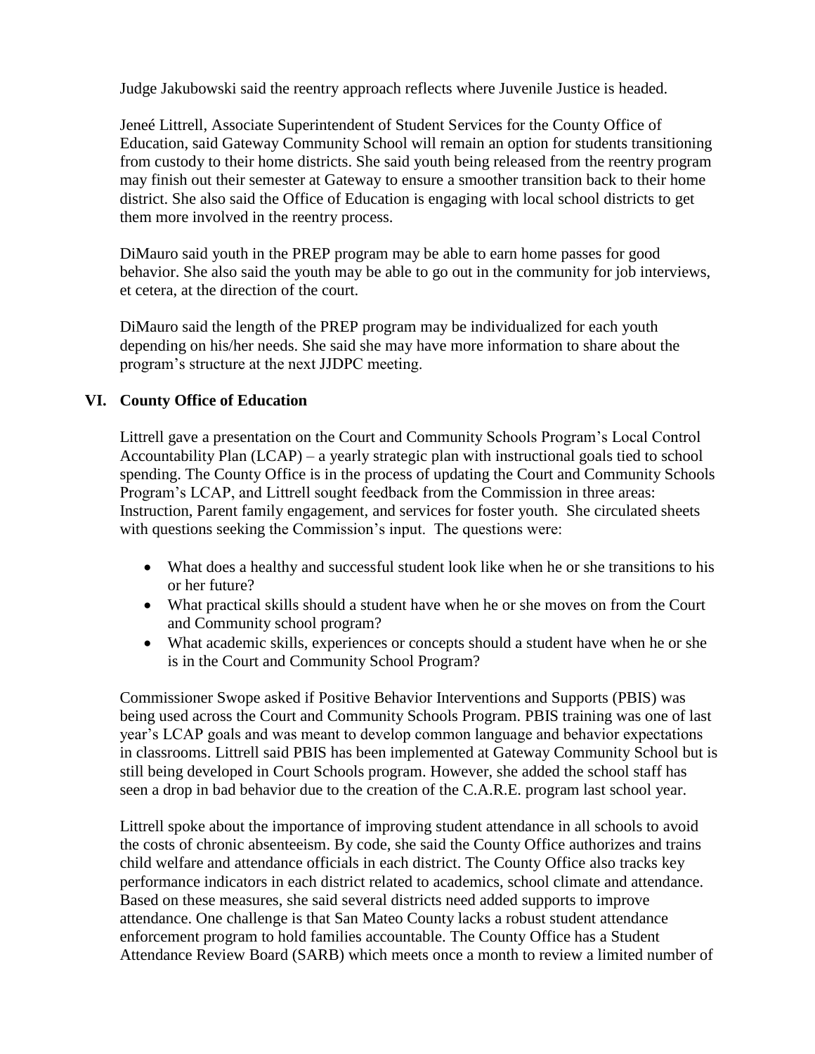Judge Jakubowski said the reentry approach reflects where Juvenile Justice is headed.

Jeneé Littrell, Associate Superintendent of Student Services for the County Office of Education, said Gateway Community School will remain an option for students transitioning from custody to their home districts. She said youth being released from the reentry program may finish out their semester at Gateway to ensure a smoother transition back to their home district. She also said the Office of Education is engaging with local school districts to get them more involved in the reentry process.

DiMauro said youth in the PREP program may be able to earn home passes for good behavior. She also said the youth may be able to go out in the community for job interviews, et cetera, at the direction of the court.

DiMauro said the length of the PREP program may be individualized for each youth depending on his/her needs. She said she may have more information to share about the program's structure at the next JJDPC meeting.

## VI. County Office of Education

Littrell gave a presentation on the Court and Community Schools Program's Local Control Accountability Plan (LCAP) – a yearly strategic plan with instructional goals tied to school spending. The County Office is in the process of updating the Court and Community Schools Program's LCAP, and Littrell sought feedback from the Commission in three areas: Instruction, Parent family engagement, and services for foster youth. She circulated sheets with questions seeking the Commission's input. The questions were:

- What does a healthy and successful student look like when he or she transitions to his or her future?
- What practical skills should a student have when he or she moves on from the Court and Community school program?
- What academic skills, experiences or concepts should a student have when he or she is in the Court and Community School Program?

Commissioner Swope asked if Positive Behavior Interventions and Supports (PBIS) was being used across the Court and Community Schools Program. PBIS training was one of last year's LCAP goals and was meant to develop common language and behavior expectations in classrooms. Littrell said PBIS has been implemented at Gateway Community School but is still being developed in Court Schools program. However, she added the school staff has seen a drop in bad behavior due to the creation of the C.A.R.E. program last school year.

Littrell spoke about the importance of improving student attendance in all schools to avoid the costs of chronic absenteeism. By code, she said the County Office authorizes and trains child welfare and attendance officials in each district. The County Office also tracks key performance indicators in each district related to academics, school climate and attendance. Based on these measures, she said several districts need added supports to improve attendance. One challenge is that San Mateo County lacks a robust student attendance enforcement program to hold families accountable. The County Office has a Student Attendance Review Board (SARB) which meets once a month to review a limited number of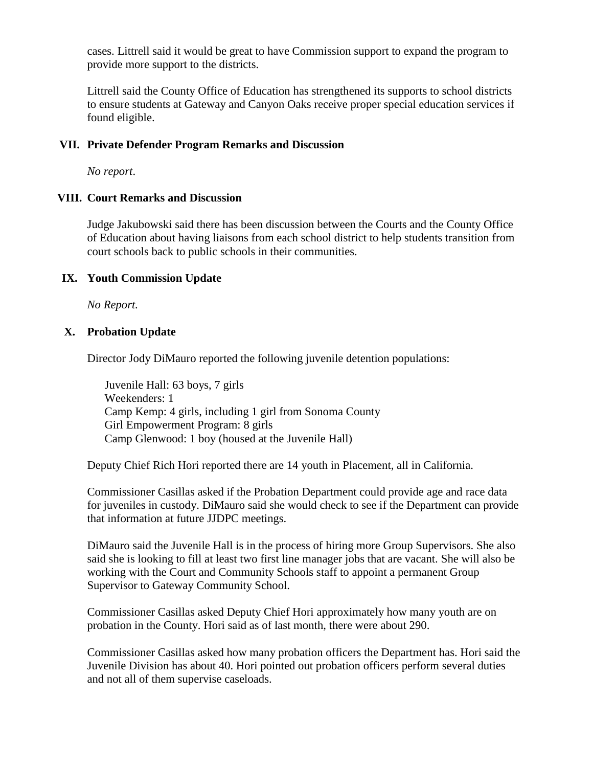cases. Littrell said it would be great to have Commission support to expand the program to provide more support to the districts.

Littrell said the County Office of Education has strengthened its supports to school districts to ensure students at Gateway and Canyon Oaks receive proper special education services if found eligible.

## VII. Private Defender Program Remarks and Discussion

*No report*.

## VIII. Court Remarks and Discussion

Judge Jakubowski said there has been discussion between the Courts and the County Office of Education about having liaisons from each school district to help students transition from court schools back to public schools in their communities.

## IX. Youth Commission Update

*No Report.*

## X. Probation Update

Director Jody DiMauro reported the following juvenile detention populations:

Juvenile Hall: 63 boys, 7 girls
Weekenders: 1
Camp Kemp: 4 girls, including 1 girl from Sonoma County
Girl Empowerment Program: 8 girls
Camp Glenwood: 1 boy (housed at the Juvenile Hall)

Deputy Chief Rich Hori reported there are 14 youth in Placement, all in California.

Commissioner Casillas asked if the Probation Department could provide age and race data for juveniles in custody. DiMauro said she would check to see if the Department can provide that information at future JJDPC meetings.

DiMauro said the Juvenile Hall is in the process of hiring more Group Supervisors. She also said she is looking to fill at least two first line manager jobs that are vacant. She will also be working with the Court and Community Schools staff to appoint a permanent Group Supervisor to Gateway Community School.

Commissioner Casillas asked Deputy Chief Hori approximately how many youth are on probation in the County. Hori said as of last month, there were about 290.

Commissioner Casillas asked how many probation officers the Department has. Hori said the Juvenile Division has about 40. Hori pointed out probation officers perform several duties and not all of them supervise caseloads.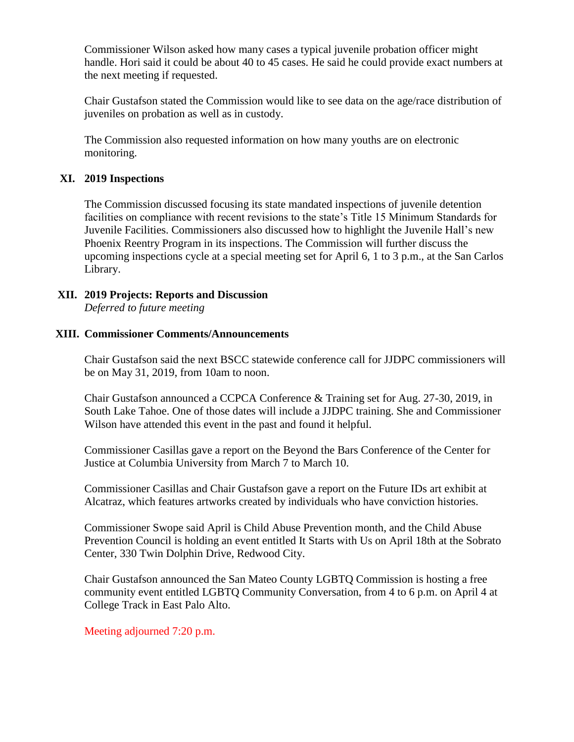Commissioner Wilson asked how many cases a typical juvenile probation officer might handle. Hori said it could be about 40 to 45 cases. He said he could provide exact numbers at the next meeting if requested.

Chair Gustafson stated the Commission would like to see data on the age/race distribution of juveniles on probation as well as in custody.

The Commission also requested information on how many youths are on electronic monitoring.

## XI. 2019 Inspections

The Commission discussed focusing its state mandated inspections of juvenile detention facilities on compliance with recent revisions to the state's Title 15 Minimum Standards for Juvenile Facilities. Commissioners also discussed how to highlight the Juvenile Hall's new Phoenix Reentry Program in its inspections. The Commission will further discuss the upcoming inspections cycle at a special meeting set for April 6, 1 to 3 p.m., at the San Carlos Library.

## XII. 2019 Projects: Reports and Discussion

*Deferred to future meeting*

## XIII. Commissioner Comments/Announcements

Chair Gustafson said the next BSCC statewide conference call for JJDPC commissioners will be on May 31, 2019, from 10am to noon.

Chair Gustafson announced a CCPCA Conference & Training set for Aug. 27-30, 2019, in South Lake Tahoe. One of those dates will include a JJDPC training. She and Commissioner Wilson have attended this event in the past and found it helpful.

Commissioner Casillas gave a report on the Beyond the Bars Conference of the Center for Justice at Columbia University from March 7 to March 10.

Commissioner Casillas and Chair Gustafson gave a report on the Future IDs art exhibit at Alcatraz, which features artworks created by individuals who have conviction histories.

Commissioner Swope said April is Child Abuse Prevention month, and the Child Abuse Prevention Council is holding an event entitled It Starts with Us on April 18th at the Sobrato Center, 330 Twin Dolphin Drive, Redwood City.

Chair Gustafson announced the San Mateo County LGBTQ Commission is hosting a free community event entitled LGBTQ Community Conversation, from 4 to 6 p.m. on April 4 at College Track in East Palo Alto.

Meeting adjourned 7:20 p.m.